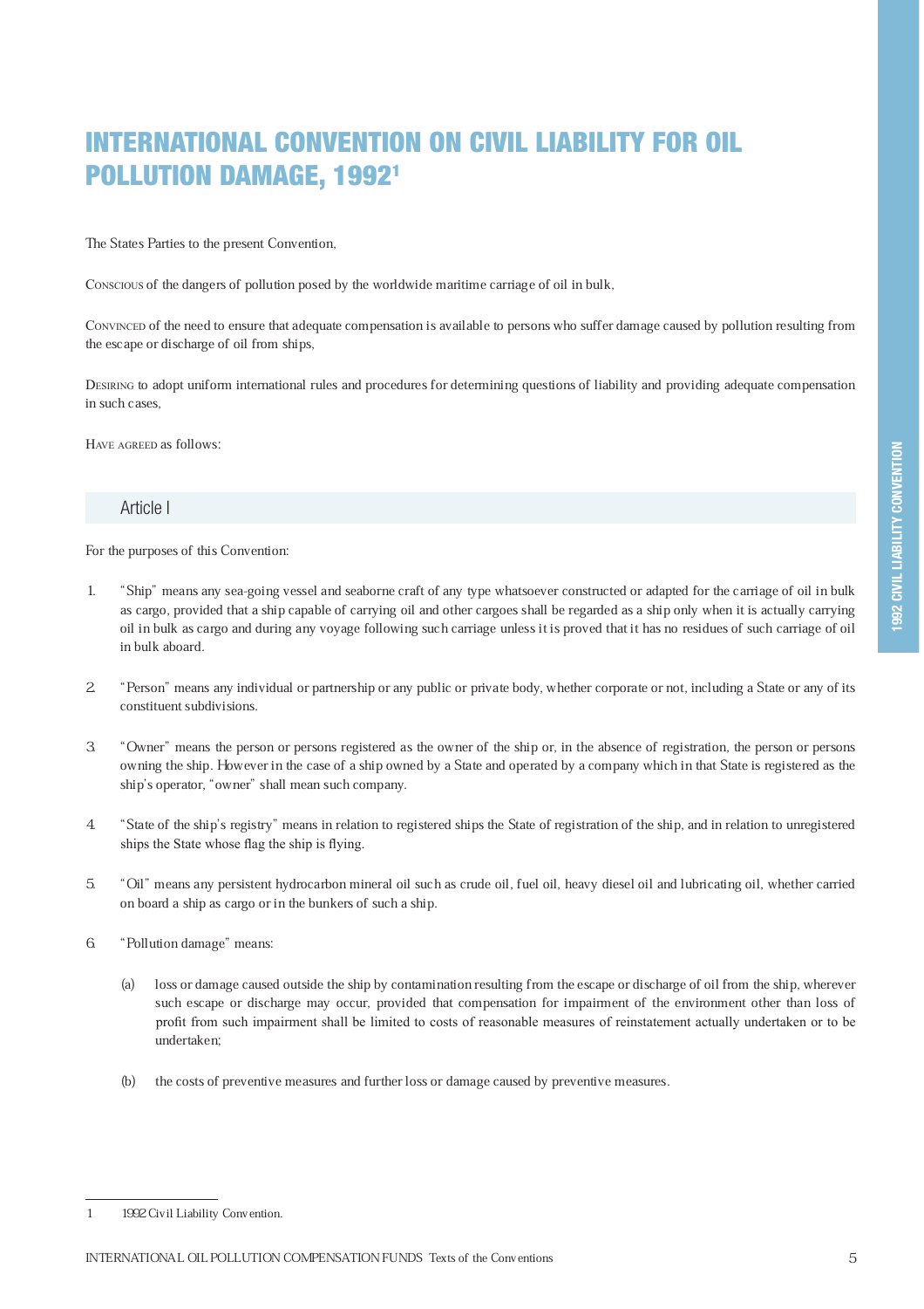# INTERNATIONAL CONVENTION ON CIVIL LIABILITY FOR OIL POLLUTION DAMAGE, 1992[1]

The States Parties to the present Convention,

CONSCIOUS of the dangers of pollution posed by the worldwide maritime carriage of oil in bulk,

CONVINCED of the need to ensure that adequate compensation is available to persons who suffer damage caused by pollution resulting from the escape or discharge of oil from ships,

DESIRING to adopt uniform international rules and procedures for determining questions of liability and providing adequate compensation in such cases,

HAVE AGREED as follows:

## Article I

For the purposes of this Convention:

1. "Ship" means any sea-going vessel and seaborne craft of any type whatsoever constructed or adapted for the carriage of oil in bulk as cargo, provided that a ship capable of carrying oil and other cargoes shall be regarded as a ship only when it is actually carrying oil in bulk as cargo and during any voyage following such carriage unless it is proved that it has no residues of such carriage of oil in bulk aboard.

2. "Person" means any individual or partnership or any public or private body, whether corporate or not, including a State or any of its constituent subdivisions.

3. "Owner" means the person or persons registered as the owner of the ship or, in the absence of registration, the person or persons owning the ship. However in the case of a ship owned by a State and operated by a company which in that State is registered as the ship's operator, "owner" shall mean such company.

4. "State of the ship's registry" means in relation to registered ships the State of registration of the ship, and in relation to unregistered ships the State whose flag the ship is flying.

5. "Oil" means any persistent hydrocarbon mineral oil such as crude oil, fuel oil, heavy diesel oil and lubricating oil, whether carried on board a ship as cargo or in the bunkers of such a ship.

6. "Pollution damage" means:

   (a) loss or damage caused outside the ship by contamination resulting from the escape or discharge of oil from the ship, wherever such escape or discharge may occur, provided that compensation for impairment of the environment other than loss of profit from such impairment shall be limited to costs of reasonable measures of reinstatement actually undertaken or to be undertaken;

   (b) the costs of preventive measures and further loss or damage caused by preventive measures.

---

[1] 1992 Civil Liability Convention.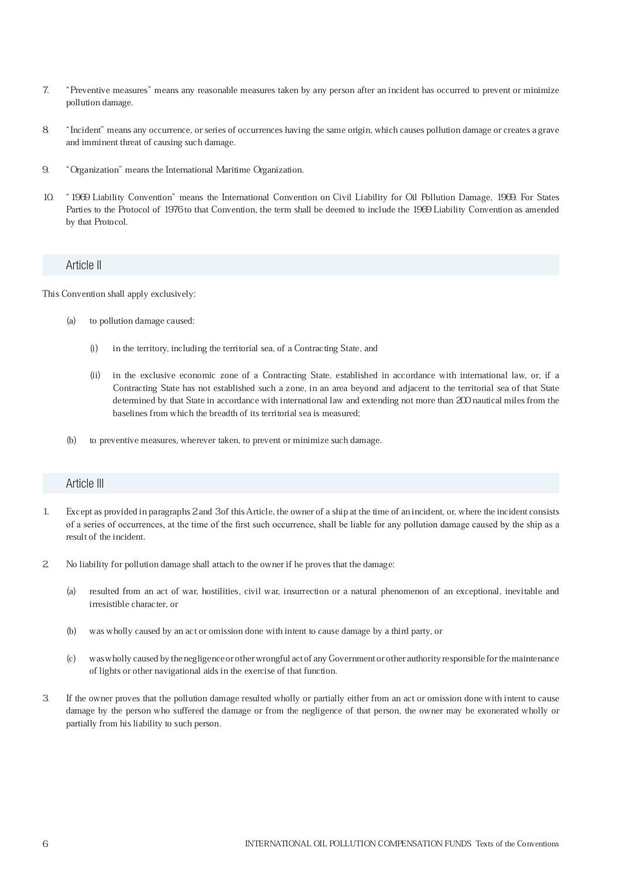7. "Preventive measures" means any reasonable measures taken by any person after an incident has occurred to prevent or minimize pollution damage.

8. "Incident" means any occurrence, or series of occurrences having the same origin, which causes pollution damage or creates a grave and imminent threat of causing such damage.

9. "Organization" means the International Maritime Organization.

10. "1969 Liability Convention" means the International Convention on Civil Liability for Oil Pollution Damage, 1969. For States Parties to the Protocol of 1976 to that Convention, the term shall be deemed to include the 1969 Liability Convention as amended by that Protocol.

## Article II

This Convention shall apply exclusively:

(a) to pollution damage caused:

  (i) in the territory, including the territorial sea, of a Contracting State, and

  (ii) in the exclusive economic zone of a Contracting State, established in accordance with international law, or, if a Contracting State has not established such a zone, in an area beyond and adjacent to the territorial sea of that State determined by that State in accordance with international law and extending not more than 200 nautical miles from the baselines from which the breadth of its territorial sea is measured;

(b) to preventive measures, wherever taken, to prevent or minimize such damage.

## Article III

1. Except as provided in paragraphs 2 and 3 of this Article, the owner of a ship at the time of an incident, or, where the incident consists of a series of occurrences, at the time of the first such occurrence, shall be liable for any pollution damage caused by the ship as a result of the incident.

2. No liability for pollution damage shall attach to the owner if he proves that the damage:

  (a) resulted from an act of war, hostilities, civil war, insurrection or a natural phenomenon of an exceptional, inevitable and irresistible character, or

  (b) was wholly caused by an act or omission done with intent to cause damage by a third party, or

  (c) was wholly caused by the negligence or other wrongful act of any Government or other authority responsible for the maintenance of lights or other navigational aids in the exercise of that function.

3. If the owner proves that the pollution damage resulted wholly or partially either from an act or omission done with intent to cause damage by the person who suffered the damage or from the negligence of that person, the owner may be exonerated wholly or partially from his liability to such person.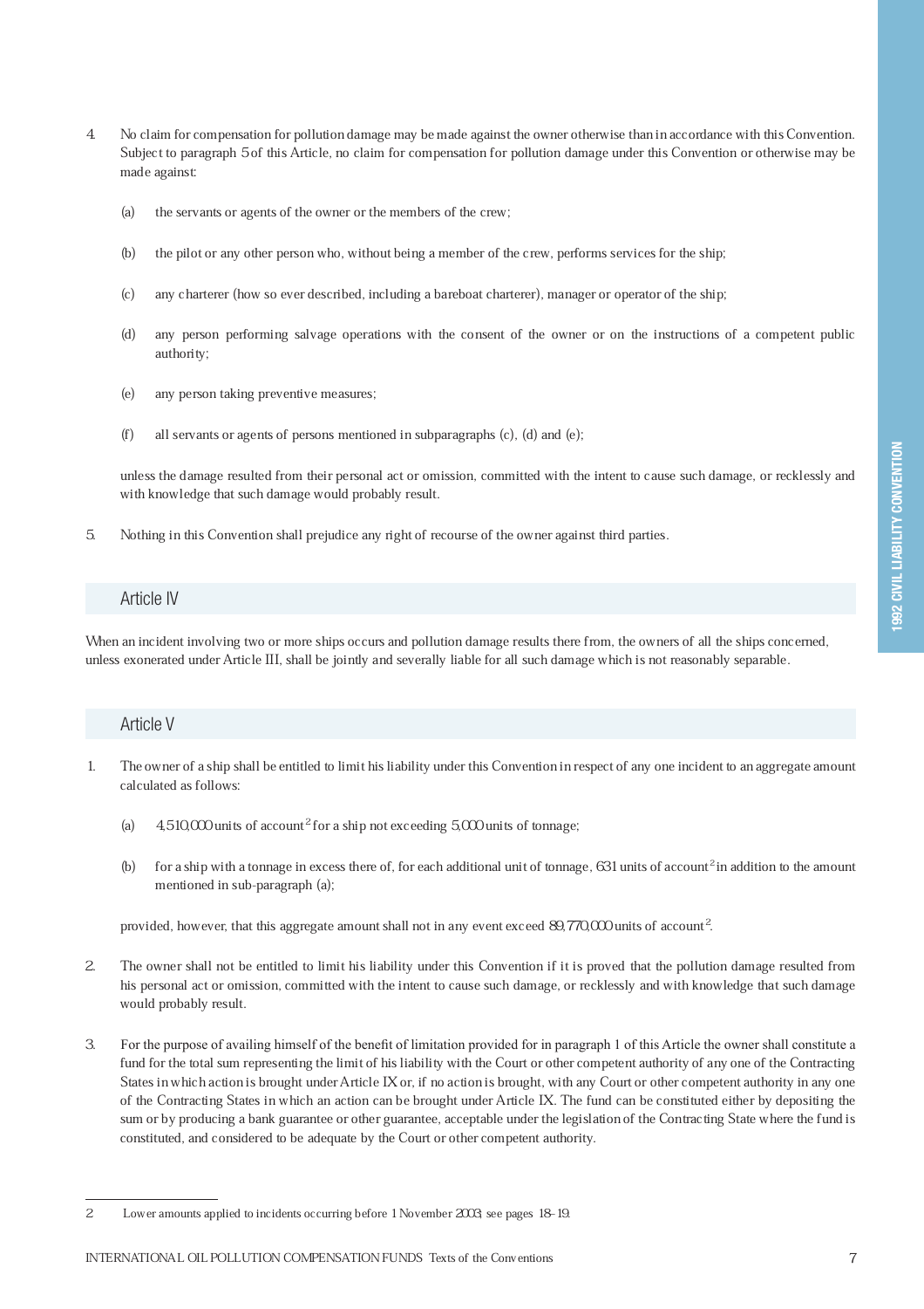4. No claim for compensation for pollution damage may be made against the owner otherwise than in accordance with this Convention. Subject to paragraph 5 of this Article, no claim for compensation for pollution damage under this Convention or otherwise may be made against:

   (a) the servants or agents of the owner or the members of the crew;

   (b) the pilot or any other person who, without being a member of the crew, performs services for the ship;

   (c) any charterer (how so ever described, including a bareboat charterer), manager or operator of the ship;

   (d) any person performing salvage operations with the consent of the owner or on the instructions of a competent public authority;

   (e) any person taking preventive measures;

   (f) all servants or agents of persons mentioned in subparagraphs (c), (d) and (e);

   unless the damage resulted from their personal act or omission, committed with the intent to cause such damage, or recklessly and with knowledge that such damage would probably result.

5. Nothing in this Convention shall prejudice any right of recourse of the owner against third parties.

## Article IV

When an incident involving two or more ships occurs and pollution damage results there from, the owners of all the ships concerned, unless exonerated under Article III, shall be jointly and severally liable for all such damage which is not reasonably separable.

## Article V

1. The owner of a ship shall be entitled to limit his liability under this Convention in respect of any one incident to an aggregate amount calculated as follows:

   (a) 4,510,000 units of account[2] for a ship not exceeding 5,000 units of tonnage;

   (b) for a ship with a tonnage in excess there of, for each additional unit of tonnage, 631 units of account[2] in addition to the amount mentioned in sub-paragraph (a);

   provided, however, that this aggregate amount shall not in any event exceed 89,770,000 units of account[2].

2. The owner shall not be entitled to limit his liability under this Convention if it is proved that the pollution damage resulted from his personal act or omission, committed with the intent to cause such damage, or recklessly and with knowledge that such damage would probably result.

3. For the purpose of availing himself of the benefit of limitation provided for in paragraph 1 of this Article the owner shall constitute a fund for the total sum representing the limit of his liability with the Court or other competent authority of any one of the Contracting States in which action is brought under Article IX or, if no action is brought, with any Court or other competent authority in any one of the Contracting States in which an action can be brought under Article IX. The fund can be constituted either by depositing the sum or by producing a bank guarantee or other guarantee, acceptable under the legislation of the Contracting State where the fund is constituted, and considered to be adequate by the Court or other competent authority.

---

2 Lower amounts applied to incidents occurring before 1 November 2003; see pages 18–19.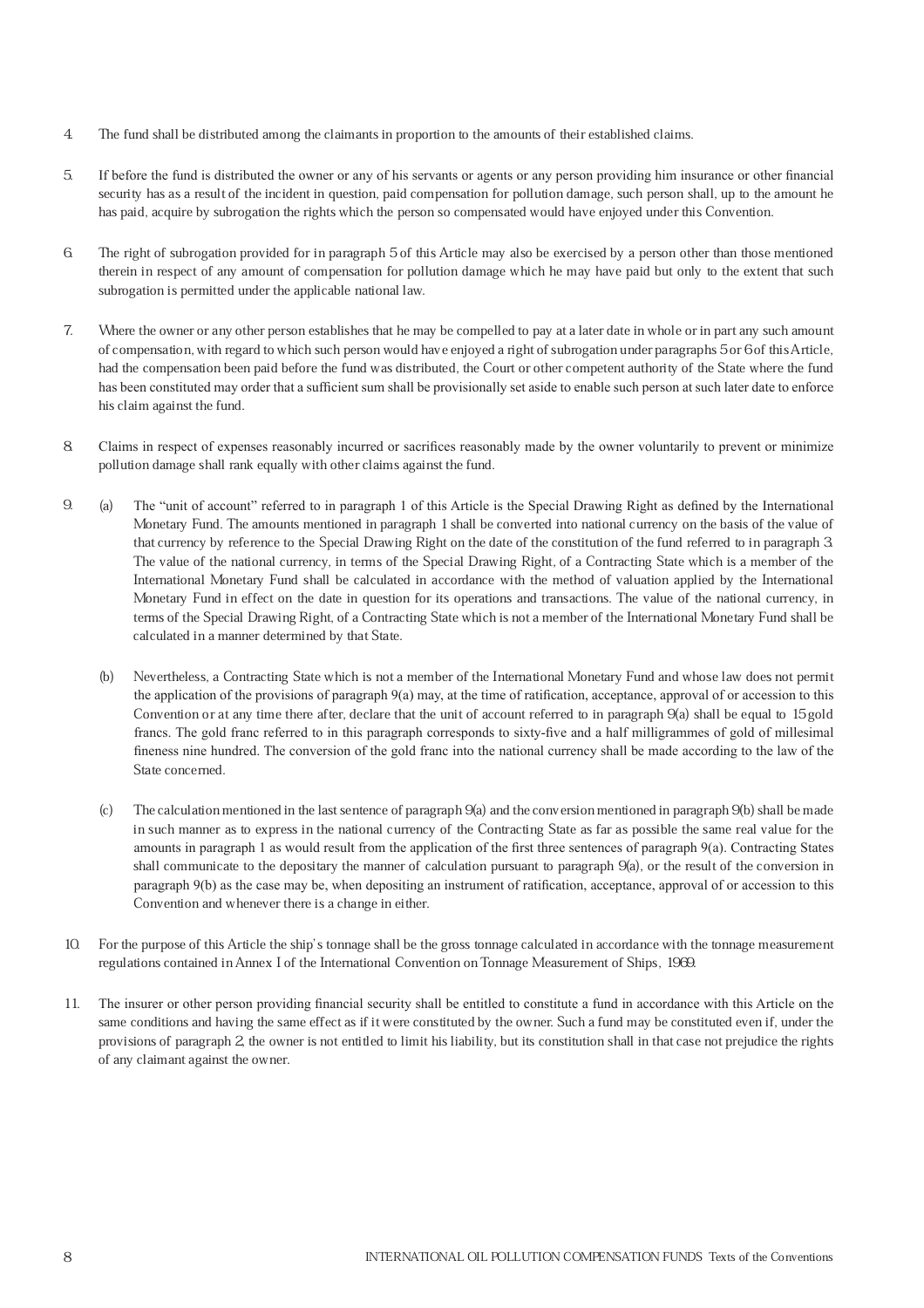4. The fund shall be distributed among the claimants in proportion to the amounts of their established claims.

5. If before the fund is distributed the owner or any of his servants or agents or any person providing him insurance or other financial security has as a result of the incident in question, paid compensation for pollution damage, such person shall, up to the amount he has paid, acquire by subrogation the rights which the person so compensated would have enjoyed under this Convention.

6. The right of subrogation provided for in paragraph 5 of this Article may also be exercised by a person other than those mentioned therein in respect of any amount of compensation for pollution damage which he may have paid but only to the extent that such subrogation is permitted under the applicable national law.

7. Where the owner or any other person establishes that he may be compelled to pay at a later date in whole or in part any such amount of compensation, with regard to which such person would have enjoyed a right of subrogation under paragraphs 5 or 6 of this Article, had the compensation been paid before the fund was distributed, the Court or other competent authority of the State where the fund has been constituted may order that a sufficient sum shall be provisionally set aside to enable such person at such later date to enforce his claim against the fund.

8. Claims in respect of expenses reasonably incurred or sacrifices reasonably made by the owner voluntarily to prevent or minimize pollution damage shall rank equally with other claims against the fund.

9. (a) The "unit of account" referred to in paragraph 1 of this Article is the Special Drawing Right as defined by the International Monetary Fund. The amounts mentioned in paragraph 1 shall be converted into national currency on the basis of the value of that currency by reference to the Special Drawing Right on the date of the constitution of the fund referred to in paragraph 3. The value of the national currency, in terms of the Special Drawing Right, of a Contracting State which is a member of the International Monetary Fund shall be calculated in accordance with the method of valuation applied by the International Monetary Fund in effect on the date in question for its operations and transactions. The value of the national currency, in terms of the Special Drawing Right, of a Contracting State which is not a member of the International Monetary Fund shall be calculated in a manner determined by that State.

   (b) Nevertheless, a Contracting State which is not a member of the International Monetary Fund and whose law does not permit the application of the provisions of paragraph 9(a) may, at the time of ratification, acceptance, approval of or accession to this Convention or at any time there after, declare that the unit of account referred to in paragraph 9(a) shall be equal to 15 gold francs. The gold franc referred to in this paragraph corresponds to sixty-five and a half milligrammes of gold of millesimal fineness nine hundred. The conversion of the gold franc into the national currency shall be made according to the law of the State concerned.

   (c) The calculation mentioned in the last sentence of paragraph 9(a) and the conversion mentioned in paragraph 9(b) shall be made in such manner as to express in the national currency of the Contracting State as far as possible the same real value for the amounts in paragraph 1 as would result from the application of the first three sentences of paragraph 9(a). Contracting States shall communicate to the depositary the manner of calculation pursuant to paragraph 9(a), or the result of the conversion in paragraph 9(b) as the case may be, when depositing an instrument of ratification, acceptance, approval of or accession to this Convention and whenever there is a change in either.

10. For the purpose of this Article the ship's tonnage shall be the gross tonnage calculated in accordance with the tonnage measurement regulations contained in Annex I of the International Convention on Tonnage Measurement of Ships, 1969.

11. The insurer or other person providing financial security shall be entitled to constitute a fund in accordance with this Article on the same conditions and having the same effect as if it were constituted by the owner. Such a fund may be constituted even if, under the provisions of paragraph 2, the owner is not entitled to limit his liability, but its constitution shall in that case not prejudice the rights of any claimant against the owner.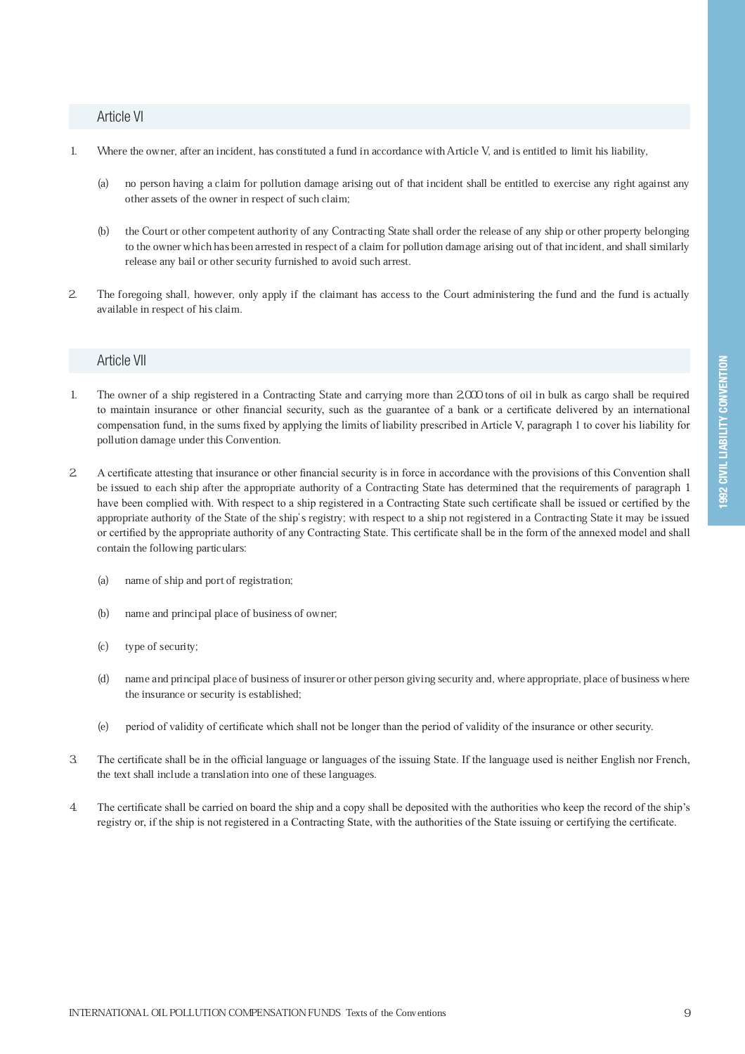## Article VI

1. Where the owner, after an incident, has constituted a fund in accordance with Article V, and is entitled to limit his liability,

   (a) no person having a claim for pollution damage arising out of that incident shall be entitled to exercise any right against any other assets of the owner in respect of such claim;

   (b) the Court or other competent authority of any Contracting State shall order the release of any ship or other property belonging to the owner which has been arrested in respect of a claim for pollution damage arising out of that incident, and shall similarly release any bail or other security furnished to avoid such arrest.

2. The foregoing shall, however, only apply if the claimant has access to the Court administering the fund and the fund is actually available in respect of his claim.

## Article VII

1. The owner of a ship registered in a Contracting State and carrying more than 2,000 tons of oil in bulk as cargo shall be required to maintain insurance or other financial security, such as the guarantee of a bank or a certificate delivered by an international compensation fund, in the sums fixed by applying the limits of liability prescribed in Article V, paragraph 1 to cover his liability for pollution damage under this Convention.

2. A certificate attesting that insurance or other financial security is in force in accordance with the provisions of this Convention shall be issued to each ship after the appropriate authority of a Contracting State has determined that the requirements of paragraph 1 have been complied with. With respect to a ship registered in a Contracting State such certificate shall be issued or certified by the appropriate authority of the State of the ship's registry; with respect to a ship not registered in a Contracting State it may be issued or certified by the appropriate authority of any Contracting State. This certificate shall be in the form of the annexed model and shall contain the following particulars:

   (a) name of ship and port of registration;

   (b) name and principal place of business of owner;

   (c) type of security;

   (d) name and principal place of business of insurer or other person giving security and, where appropriate, place of business where the insurance or security is established;

   (e) period of validity of certificate which shall not be longer than the period of validity of the insurance or other security.

3. The certificate shall be in the official language or languages of the issuing State. If the language used is neither English nor French, the text shall include a translation into one of these languages.

4. The certificate shall be carried on board the ship and a copy shall be deposited with the authorities who keep the record of the ship's registry or, if the ship is not registered in a Contracting State, with the authorities of the State issuing or certifying the certificate.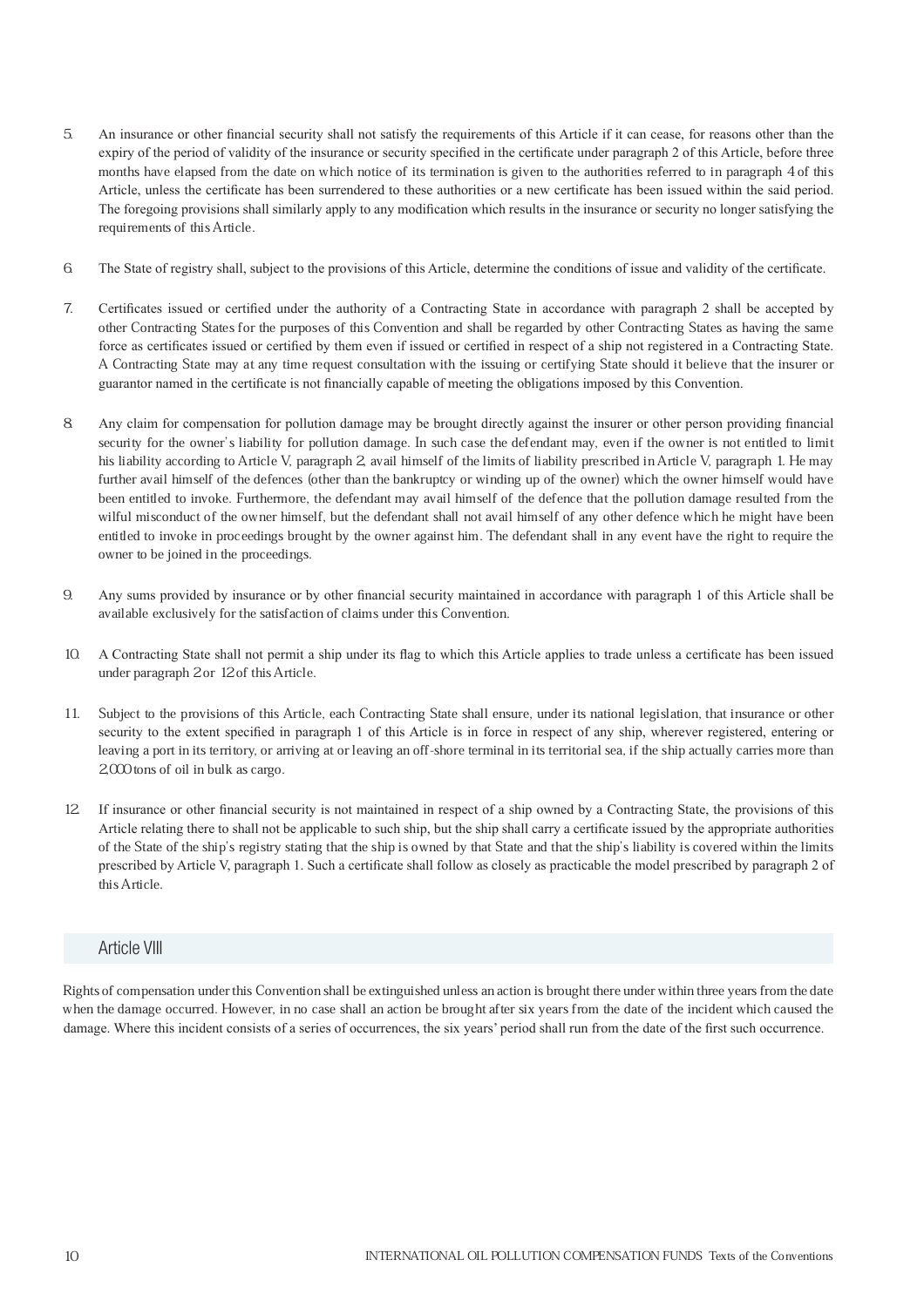5. An insurance or other financial security shall not satisfy the requirements of this Article if it can cease, for reasons other than the expiry of the period of validity of the insurance or security specified in the certificate under paragraph 2 of this Article, before three months have elapsed from the date on which notice of its termination is given to the authorities referred to in paragraph 4 of this Article, unless the certificate has been surrendered to these authorities or a new certificate has been issued within the said period. The foregoing provisions shall similarly apply to any modification which results in the insurance or security no longer satisfying the requirements of this Article.

6. The State of registry shall, subject to the provisions of this Article, determine the conditions of issue and validity of the certificate.

7. Certificates issued or certified under the authority of a Contracting State in accordance with paragraph 2 shall be accepted by other Contracting States for the purposes of this Convention and shall be regarded by other Contracting States as having the same force as certificates issued or certified by them even if issued or certified in respect of a ship not registered in a Contracting State. A Contracting State may at any time request consultation with the issuing or certifying State should it believe that the insurer or guarantor named in the certificate is not financially capable of meeting the obligations imposed by this Convention.

8. Any claim for compensation for pollution damage may be brought directly against the insurer or other person providing financial security for the owner's liability for pollution damage. In such case the defendant may, even if the owner is not entitled to limit his liability according to Article V, paragraph 2, avail himself of the limits of liability prescribed in Article V, paragraph 1. He may further avail himself of the defences (other than the bankruptcy or winding up of the owner) which the owner himself would have been entitled to invoke. Furthermore, the defendant may avail himself of the defence that the pollution damage resulted from the wilful misconduct of the owner himself, but the defendant shall not avail himself of any other defence which he might have been entitled to invoke in proceedings brought by the owner against him. The defendant shall in any event have the right to require the owner to be joined in the proceedings.

9. Any sums provided by insurance or by other financial security maintained in accordance with paragraph 1 of this Article shall be available exclusively for the satisfaction of claims under this Convention.

10. A Contracting State shall not permit a ship under its flag to which this Article applies to trade unless a certificate has been issued under paragraph 2 or 12 of this Article.

11. Subject to the provisions of this Article, each Contracting State shall ensure, under its national legislation, that insurance or other security to the extent specified in paragraph 1 of this Article is in force in respect of any ship, wherever registered, entering or leaving a port in its territory, or arriving at or leaving an off-shore terminal in its territorial sea, if the ship actually carries more than 2,000 tons of oil in bulk as cargo.

12. If insurance or other financial security is not maintained in respect of a ship owned by a Contracting State, the provisions of this Article relating there to shall not be applicable to such ship, but the ship shall carry a certificate issued by the appropriate authorities of the State of the ship's registry stating that the ship is owned by that State and that the ship's liability is covered within the limits prescribed by Article V, paragraph 1. Such a certificate shall follow as closely as practicable the model prescribed by paragraph 2 of this Article.

## Article VIII

Rights of compensation under this Convention shall be extinguished unless an action is brought there under within three years from the date when the damage occurred. However, in no case shall an action be brought after six years from the date of the incident which caused the damage. Where this incident consists of a series of occurrences, the six years' period shall run from the date of the first such occurrence.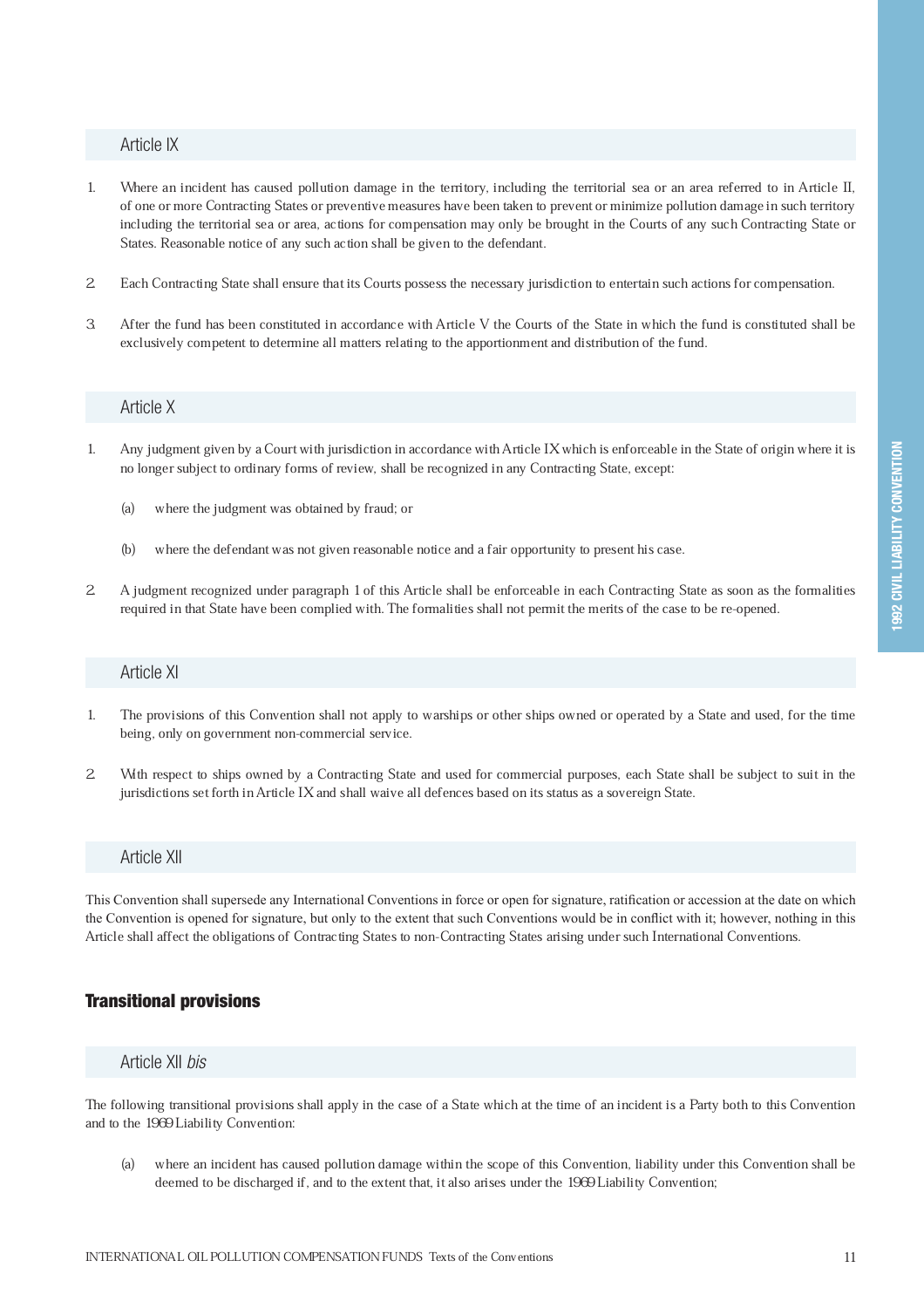## Article IX

1. Where an incident has caused pollution damage in the territory, including the territorial sea or an area referred to in Article II, of one or more Contracting States or preventive measures have been taken to prevent or minimize pollution damage in such territory including the territorial sea or area, actions for compensation may only be brought in the Courts of any such Contracting State or States. Reasonable notice of any such action shall be given to the defendant.

2. Each Contracting State shall ensure that its Courts possess the necessary jurisdiction to entertain such actions for compensation.

3. After the fund has been constituted in accordance with Article V the Courts of the State in which the fund is constituted shall be exclusively competent to determine all matters relating to the apportionment and distribution of the fund.

## Article X

1. Any judgment given by a Court with jurisdiction in accordance with Article IX which is enforceable in the State of origin where it is no longer subject to ordinary forms of review, shall be recognized in any Contracting State, except:

   (a) where the judgment was obtained by fraud; or

   (b) where the defendant was not given reasonable notice and a fair opportunity to present his case.

2. A judgment recognized under paragraph 1 of this Article shall be enforceable in each Contracting State as soon as the formalities required in that State have been complied with. The formalities shall not permit the merits of the case to be re-opened.

## Article XI

1. The provisions of this Convention shall not apply to warships or other ships owned or operated by a State and used, for the time being, only on government non-commercial service.

2. With respect to ships owned by a Contracting State and used for commercial purposes, each State shall be subject to suit in the jurisdictions set forth in Article IX and shall waive all defences based on its status as a sovereign State.

## Article XII

This Convention shall supersede any International Conventions in force or open for signature, ratification or accession at the date on which the Convention is opened for signature, but only to the extent that such Conventions would be in conflict with it; however, nothing in this Article shall affect the obligations of Contracting States to non-Contracting States arising under such International Conventions.

# Transitional provisions

## Article XII *bis*

The following transitional provisions shall apply in the case of a State which at the time of an incident is a Party both to this Convention and to the 1969 Liability Convention:

(a) where an incident has caused pollution damage within the scope of this Convention, liability under this Convention shall be deemed to be discharged if, and to the extent that, it also arises under the 1969 Liability Convention;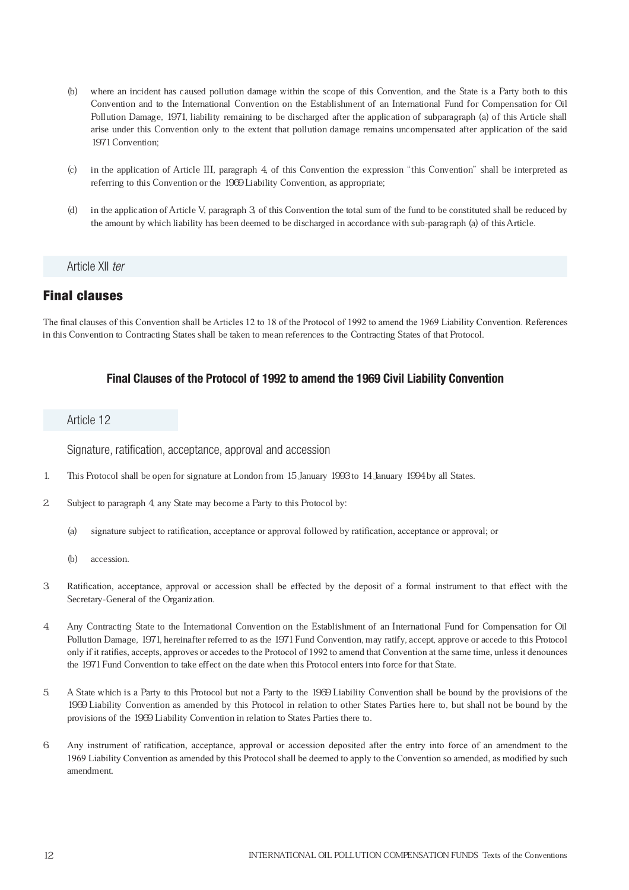(b) where an incident has caused pollution damage within the scope of this Convention, and the State is a Party both to this Convention and to the International Convention on the Establishment of an International Fund for Compensation for Oil Pollution Damage, 1971, liability remaining to be discharged after the application of subparagraph (a) of this Article shall arise under this Convention only to the extent that pollution damage remains uncompensated after application of the said 1971 Convention;

(c) in the application of Article III, paragraph 4, of this Convention the expression "this Convention" shall be interpreted as referring to this Convention or the 1969 Liability Convention, as appropriate;

(d) in the application of Article V, paragraph 3, of this Convention the total sum of the fund to be constituted shall be reduced by the amount by which liability has been deemed to be discharged in accordance with sub-paragraph (a) of this Article.

Article XII *ter*

## Final clauses

The final clauses of this Convention shall be Articles 12 to 18 of the Protocol of 1992 to amend the 1969 Liability Convention. References in this Convention to Contracting States shall be taken to mean references to the Contracting States of that Protocol.

### Final Clauses of the Protocol of 1992 to amend the 1969 Civil Liability Convention

Article 12

Signature, ratification, acceptance, approval and accession

1. This Protocol shall be open for signature at London from 15 January 1993 to 14 January 1994 by all States.

2. Subject to paragraph 4, any State may become a Party to this Protocol by:

   (a) signature subject to ratification, acceptance or approval followed by ratification, acceptance or approval; or

   (b) accession.

3. Ratification, acceptance, approval or accession shall be effected by the deposit of a formal instrument to that effect with the Secretary-General of the Organization.

4. Any Contracting State to the International Convention on the Establishment of an International Fund for Compensation for Oil Pollution Damage, 1971, hereinafter referred to as the 1971 Fund Convention, may ratify, accept, approve or accede to this Protocol only if it ratifies, accepts, approves or accedes to the Protocol of 1992 to amend that Convention at the same time, unless it denounces the 1971 Fund Convention to take effect on the date when this Protocol enters into force for that State.

5. A State which is a Party to this Protocol but not a Party to the 1969 Liability Convention shall be bound by the provisions of the 1969 Liability Convention as amended by this Protocol in relation to other States Parties here to, but shall not be bound by the provisions of the 1969 Liability Convention in relation to States Parties there to.

6. Any instrument of ratification, acceptance, approval or accession deposited after the entry into force of an amendment to the 1969 Liability Convention as amended by this Protocol shall be deemed to apply to the Convention so amended, as modified by such amendment.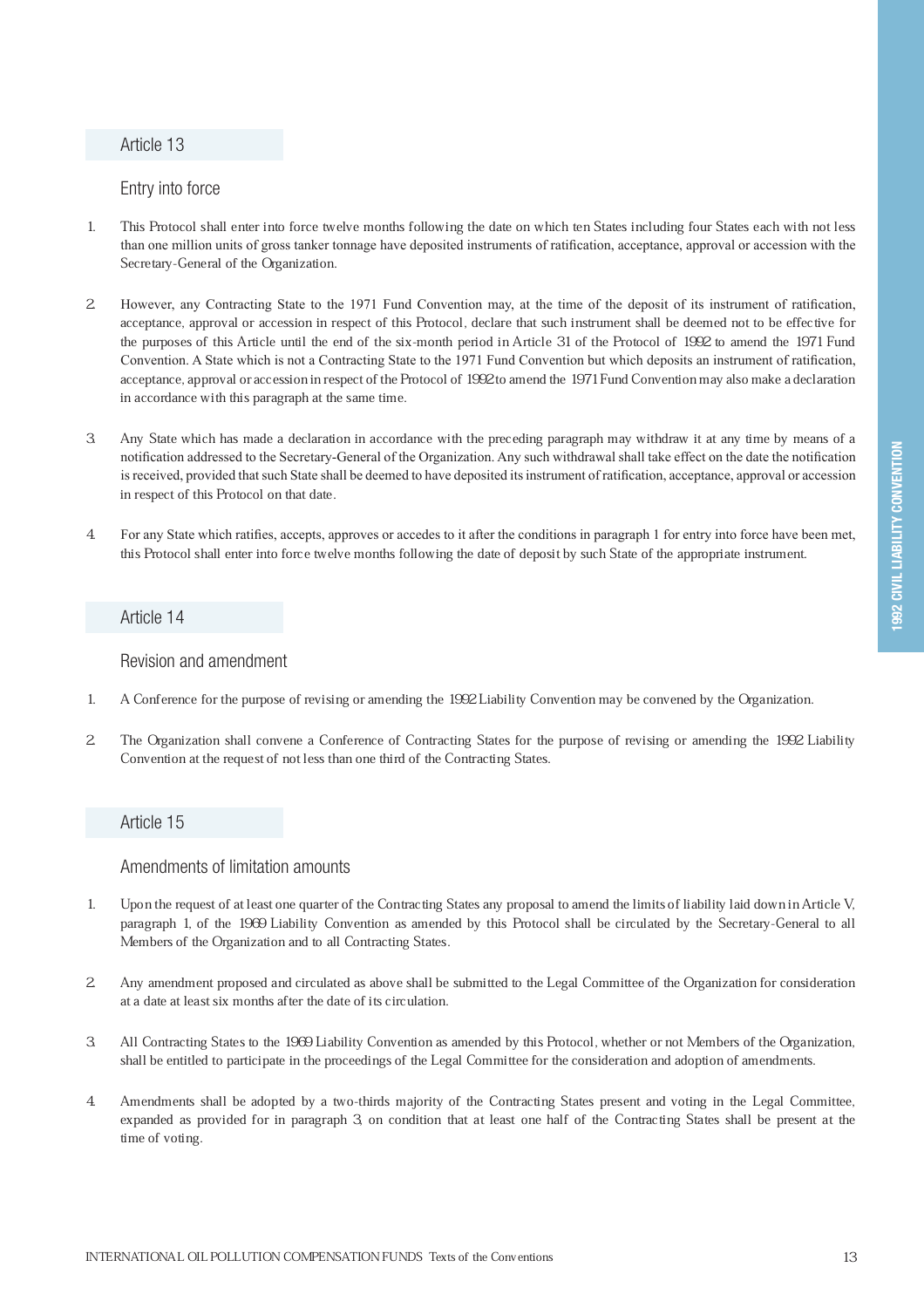## Article 13

### Entry into force

1. This Protocol shall enter into force twelve months following the date on which ten States including four States each with not less than one million units of gross tanker tonnage have deposited instruments of ratification, acceptance, approval or accession with the Secretary-General of the Organization.

2. However, any Contracting State to the 1971 Fund Convention may, at the time of the deposit of its instrument of ratification, acceptance, approval or accession in respect of this Protocol, declare that such instrument shall be deemed not to be effective for the purposes of this Article until the end of the six-month period in Article 31 of the Protocol of 1992 to amend the 1971 Fund Convention. A State which is not a Contracting State to the 1971 Fund Convention but which deposits an instrument of ratification, acceptance, approval or accession in respect of the Protocol of 1992 to amend the 1971 Fund Convention may also make a declaration in accordance with this paragraph at the same time.

3. Any State which has made a declaration in accordance with the preceding paragraph may withdraw it at any time by means of a notification addressed to the Secretary-General of the Organization. Any such withdrawal shall take effect on the date the notification is received, provided that such State shall be deemed to have deposited its instrument of ratification, acceptance, approval or accession in respect of this Protocol on that date.

4. For any State which ratifies, accepts, approves or accedes to it after the conditions in paragraph 1 for entry into force have been met, this Protocol shall enter into force twelve months following the date of deposit by such State of the appropriate instrument.

## Article 14

### Revision and amendment

1. A Conference for the purpose of revising or amending the 1992 Liability Convention may be convened by the Organization.

2. The Organization shall convene a Conference of Contracting States for the purpose of revising or amending the 1992 Liability Convention at the request of not less than one third of the Contracting States.

## Article 15

### Amendments of limitation amounts

1. Upon the request of at least one quarter of the Contracting States any proposal to amend the limits of liability laid down in Article V, paragraph 1, of the 1969 Liability Convention as amended by this Protocol shall be circulated by the Secretary-General to all Members of the Organization and to all Contracting States.

2. Any amendment proposed and circulated as above shall be submitted to the Legal Committee of the Organization for consideration at a date at least six months after the date of its circulation.

3. All Contracting States to the 1969 Liability Convention as amended by this Protocol, whether or not Members of the Organization, shall be entitled to participate in the proceedings of the Legal Committee for the consideration and adoption of amendments.

4. Amendments shall be adopted by a two-thirds majority of the Contracting States present and voting in the Legal Committee, expanded as provided for in paragraph 3, on condition that at least one half of the Contracting States shall be present at the time of voting.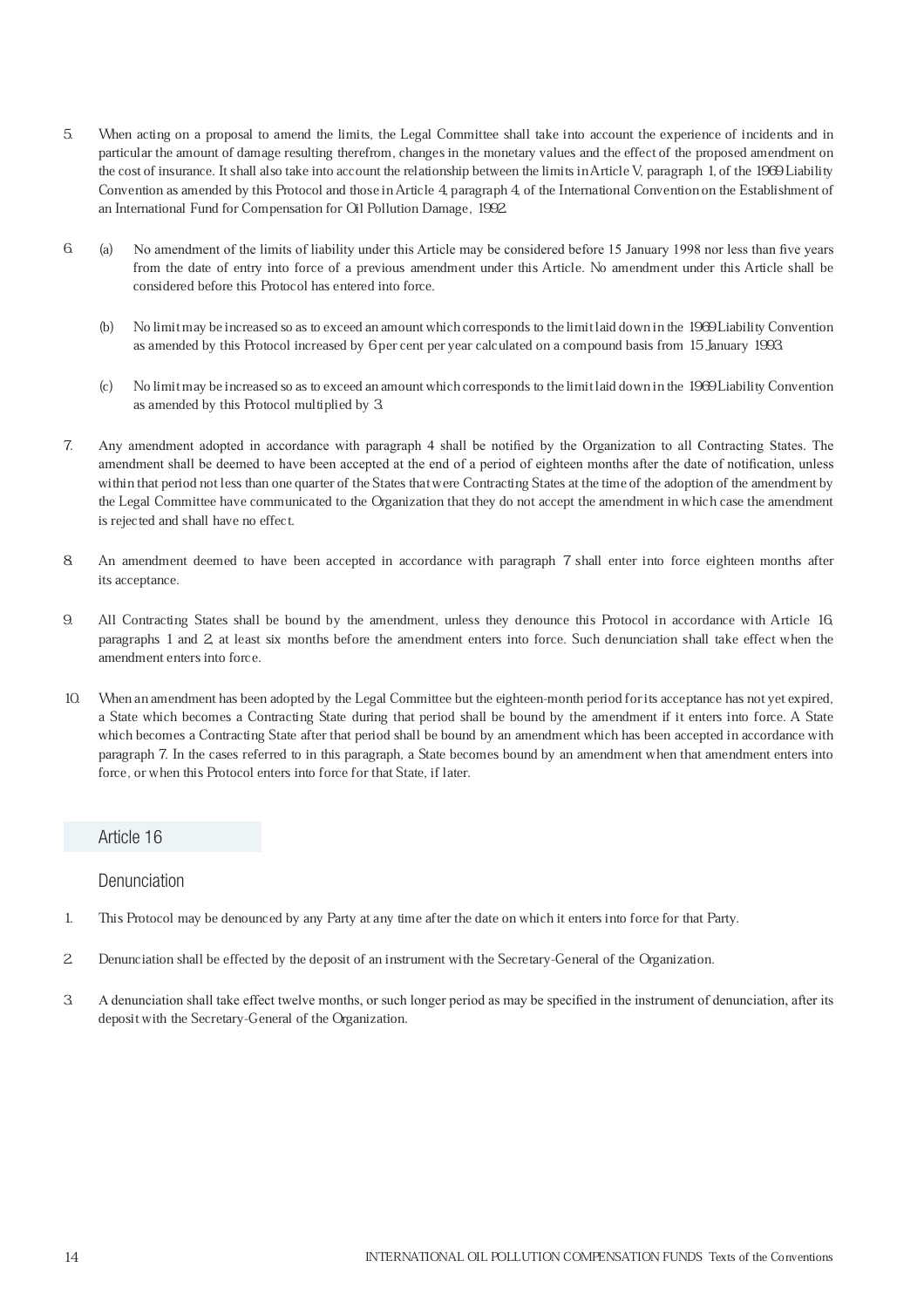5. When acting on a proposal to amend the limits, the Legal Committee shall take into account the experience of incidents and in particular the amount of damage resulting therefrom, changes in the monetary values and the effect of the proposed amendment on the cost of insurance. It shall also take into account the relationship between the limits in Article V, paragraph 1, of the 1969 Liability Convention as amended by this Protocol and those in Article 4, paragraph 4, of the International Convention on the Establishment of an International Fund for Compensation for Oil Pollution Damage, 1992.

6. (a) No amendment of the limits of liability under this Article may be considered before 15 January 1998 nor less than five years from the date of entry into force of a previous amendment under this Article. No amendment under this Article shall be considered before this Protocol has entered into force.

   (b) No limit may be increased so as to exceed an amount which corresponds to the limit laid down in the 1969 Liability Convention as amended by this Protocol increased by 6 per cent per year calculated on a compound basis from 15 January 1993.

   (c) No limit may be increased so as to exceed an amount which corresponds to the limit laid down in the 1969 Liability Convention as amended by this Protocol multiplied by 3.

7. Any amendment adopted in accordance with paragraph 4 shall be notified by the Organization to all Contracting States. The amendment shall be deemed to have been accepted at the end of a period of eighteen months after the date of notification, unless within that period not less than one quarter of the States that were Contracting States at the time of the adoption of the amendment by the Legal Committee have communicated to the Organization that they do not accept the amendment in which case the amendment is rejected and shall have no effect.

8. An amendment deemed to have been accepted in accordance with paragraph 7 shall enter into force eighteen months after its acceptance.

9. All Contracting States shall be bound by the amendment, unless they denounce this Protocol in accordance with Article 16, paragraphs 1 and 2, at least six months before the amendment enters into force. Such denunciation shall take effect when the amendment enters into force.

10. When an amendment has been adopted by the Legal Committee but the eighteen-month period for its acceptance has not yet expired, a State which becomes a Contracting State during that period shall be bound by the amendment if it enters into force. A State which becomes a Contracting State after that period shall be bound by an amendment which has been accepted in accordance with paragraph 7. In the cases referred to in this paragraph, a State becomes bound by an amendment when that amendment enters into force, or when this Protocol enters into force for that State, if later.

## Article 16

### Denunciation

1. This Protocol may be denounced by any Party at any time after the date on which it enters into force for that Party.

2. Denunciation shall be effected by the deposit of an instrument with the Secretary-General of the Organization.

3. A denunciation shall take effect twelve months, or such longer period as may be specified in the instrument of denunciation, after its deposit with the Secretary-General of the Organization.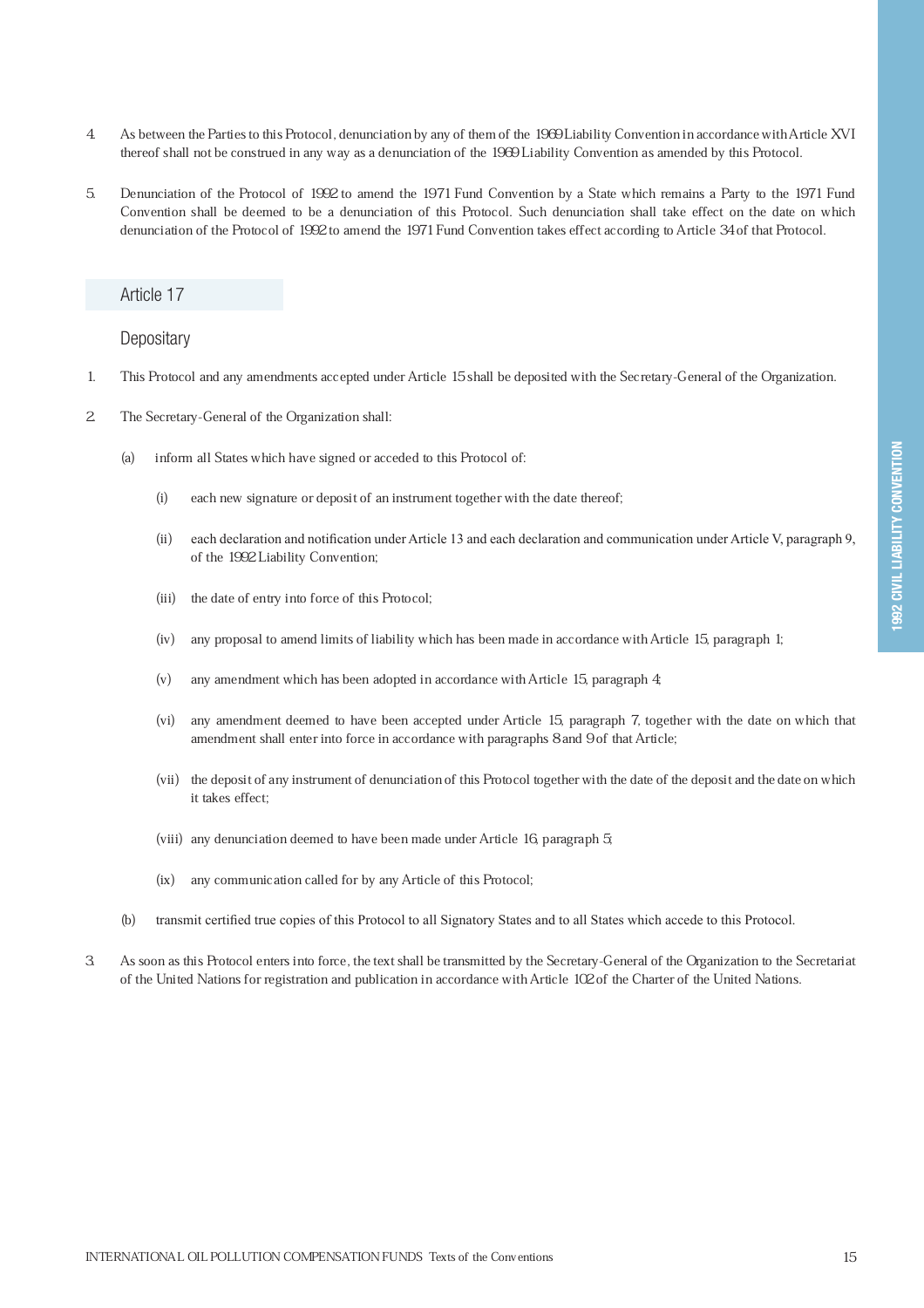4. As between the Parties to this Protocol, denunciation by any of them of the 1969 Liability Convention in accordance with Article XVI thereof shall not be construed in any way as a denunciation of the 1969 Liability Convention as amended by this Protocol.

5. Denunciation of the Protocol of 1992 to amend the 1971 Fund Convention by a State which remains a Party to the 1971 Fund Convention shall be deemed to be a denunciation of this Protocol. Such denunciation shall take effect on the date on which denunciation of the Protocol of 1992 to amend the 1971 Fund Convention takes effect according to Article 34 of that Protocol.

## Article 17

### Depositary

1. This Protocol and any amendments accepted under Article 15 shall be deposited with the Secretary-General of the Organization.

2. The Secretary-General of the Organization shall:

   (a) inform all States which have signed or acceded to this Protocol of:

      (i) each new signature or deposit of an instrument together with the date thereof;

      (ii) each declaration and notification under Article 13 and each declaration and communication under Article V, paragraph 9, of the 1992 Liability Convention;

      (iii) the date of entry into force of this Protocol;

      (iv) any proposal to amend limits of liability which has been made in accordance with Article 15, paragraph 1;

      (v) any amendment which has been adopted in accordance with Article 15, paragraph 4;

      (vi) any amendment deemed to have been accepted under Article 15, paragraph 7, together with the date on which that amendment shall enter into force in accordance with paragraphs 8 and 9 of that Article;

      (vii) the deposit of any instrument of denunciation of this Protocol together with the date of the deposit and the date on which it takes effect;

      (viii) any denunciation deemed to have been made under Article 16, paragraph 5;

      (ix) any communication called for by any Article of this Protocol;

   (b) transmit certified true copies of this Protocol to all Signatory States and to all States which accede to this Protocol.

3. As soon as this Protocol enters into force, the text shall be transmitted by the Secretary-General of the Organization to the Secretariat of the United Nations for registration and publication in accordance with Article 102 of the Charter of the United Nations.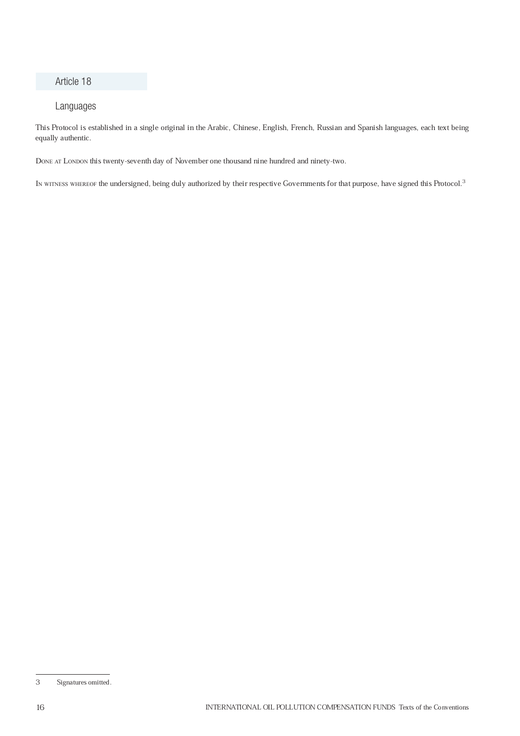## Article 18

### Languages

This Protocol is established in a single original in the Arabic, Chinese, English, French, Russian and Spanish languages, each text being equally authentic.

Done at London this twenty-seventh day of November one thousand nine hundred and ninety-two.

In witness whereof the undersigned, being duly authorized by their respective Governments for that purpose, have signed this Protocol.[3]

---

3 Signatures omitted.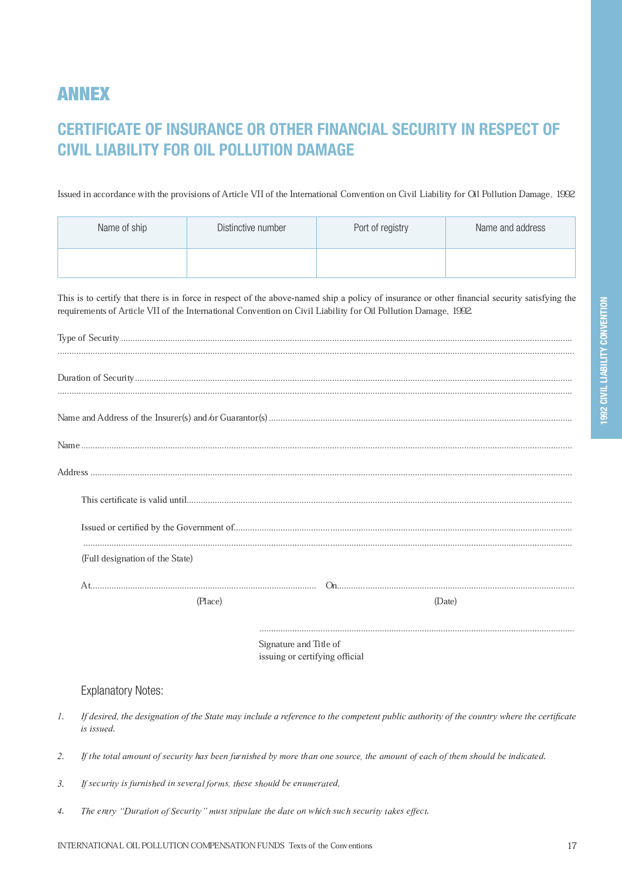# ANNEX

## CERTIFICATE OF INSURANCE OR OTHER FINANCIAL SECURITY IN RESPECT OF CIVIL LIABILITY FOR OIL POLLUTION DAMAGE

Issued in accordance with the provisions of Article VII of the International Convention on Civil Liability for Oil Pollution Damage, 1992

| Name of ship | Distinctive number | Port of registry | Name and address |
|---|---|---|---|
| | | | |

This is to certify that there is in force in respect of the above-named ship a policy of insurance or other financial security satisfying the requirements of Article VII of the International Convention on Civil Liability for Oil Pollution Damage, 1992.

Type of Security ..........................................................................................................................................................................

..........................................................................................................................................................................

Duration of Security ..........................................................................................................................................................................

..........................................................................................................................................................................

Name and Address of the Insurer(s) and/or Guarantor(s) ..........................................................................................................................................................................

Name ..........................................................................................................................................................................

Address ..........................................................................................................................................................................

This certificate is valid until..........................................................................................................................................................................

Issued or certified by the Government of..........................................................................................................................................................................

..........................................................................................................................................................................

(Full designation of the State)

At............................................................ On............................................................

(Place) (Date)

..........................................................................................................................................................................

Signature and Title of
issuing or certifying official

### Explanatory Notes:

1. *If desired, the designation of the State may include a reference to the competent public authority of the country where the certificate is issued.*

2. *If the total amount of security has been furnished by more than one source, the amount of each of them should be indicated.*

3. *If security is furnished in several forms, these should be enumerated.*

4. *The entry "Duration of Security" must stipulate the date on which such security takes effect.*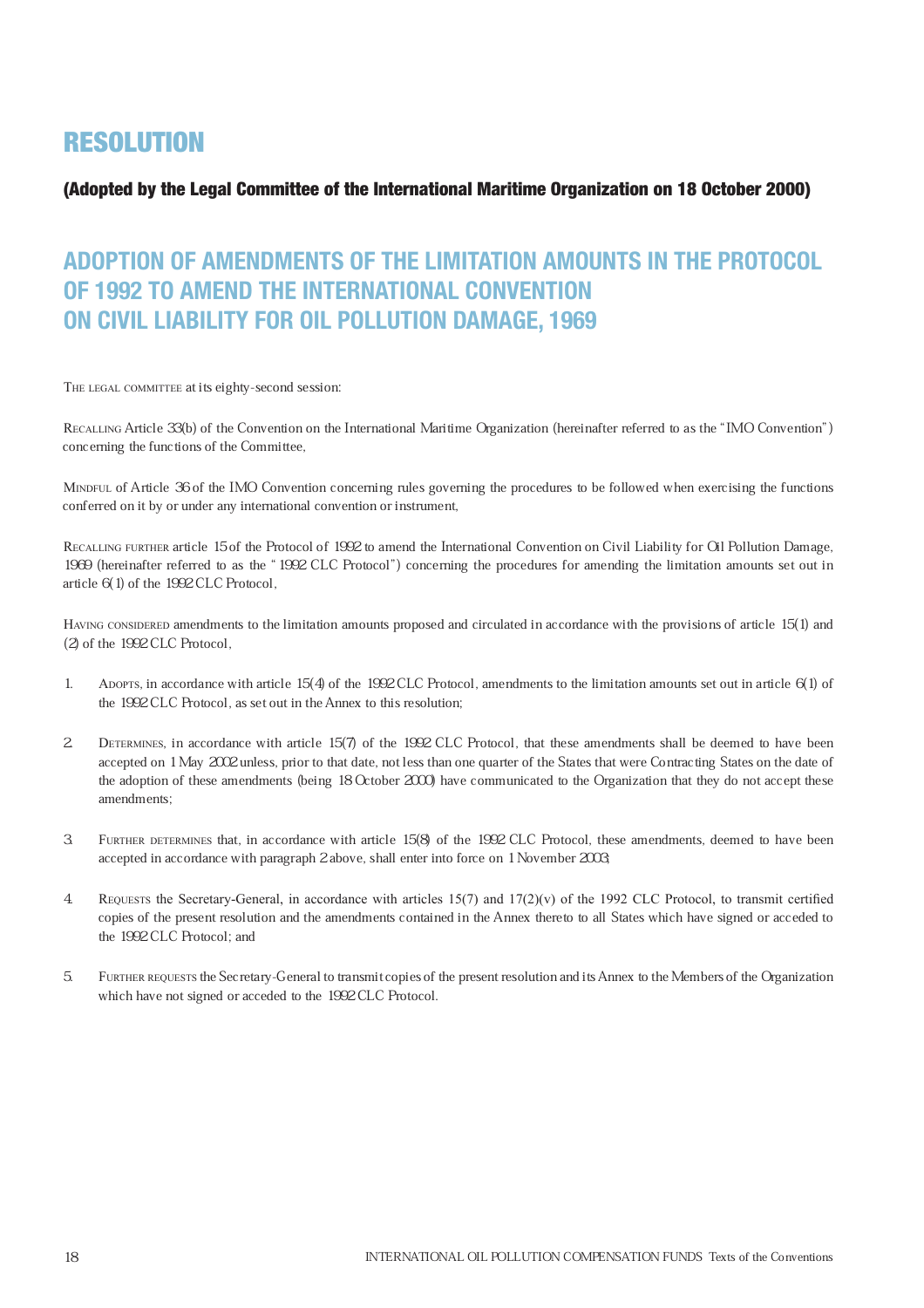# RESOLUTION

**(Adopted by the Legal Committee of the International Maritime Organization on 18 October 2000)**

## ADOPTION OF AMENDMENTS OF THE LIMITATION AMOUNTS IN THE PROTOCOL OF 1992 TO AMEND THE INTERNATIONAL CONVENTION ON CIVIL LIABILITY FOR OIL POLLUTION DAMAGE, 1969

THE LEGAL COMMITTEE at its eighty-second session:

RECALLING Article 33(b) of the Convention on the International Maritime Organization (hereinafter referred to as the "IMO Convention") concerning the functions of the Committee,

MINDFUL of Article 36 of the IMO Convention concerning rules governing the procedures to be followed when exercising the functions conferred on it by or under any international convention or instrument,

RECALLING FURTHER article 15 of the Protocol of 1992 to amend the International Convention on Civil Liability for Oil Pollution Damage, 1969 (hereinafter referred to as the "1992 CLC Protocol") concerning the procedures for amending the limitation amounts set out in article 6(1) of the 1992 CLC Protocol,

HAVING CONSIDERED amendments to the limitation amounts proposed and circulated in accordance with the provisions of article 15(1) and (2) of the 1992 CLC Protocol,

1. ADOPTS, in accordance with article 15(4) of the 1992 CLC Protocol, amendments to the limitation amounts set out in article 6(1) of the 1992 CLC Protocol, as set out in the Annex to this resolution;

2. DETERMINES, in accordance with article 15(7) of the 1992 CLC Protocol, that these amendments shall be deemed to have been accepted on 1 May 2002 unless, prior to that date, not less than one quarter of the States that were Contracting States on the date of the adoption of these amendments (being 18 October 2000) have communicated to the Organization that they do not accept these amendments;

3. FURTHER DETERMINES that, in accordance with article 15(8) of the 1992 CLC Protocol, these amendments, deemed to have been accepted in accordance with paragraph 2 above, shall enter into force on 1 November 2003;

4. REQUESTS the Secretary-General, in accordance with articles 15(7) and 17(2)(v) of the 1992 CLC Protocol, to transmit certified copies of the present resolution and the amendments contained in the Annex thereto to all States which have signed or acceded to the 1992 CLC Protocol; and

5. FURTHER REQUESTS the Secretary-General to transmit copies of the present resolution and its Annex to the Members of the Organization which have not signed or acceded to the 1992 CLC Protocol.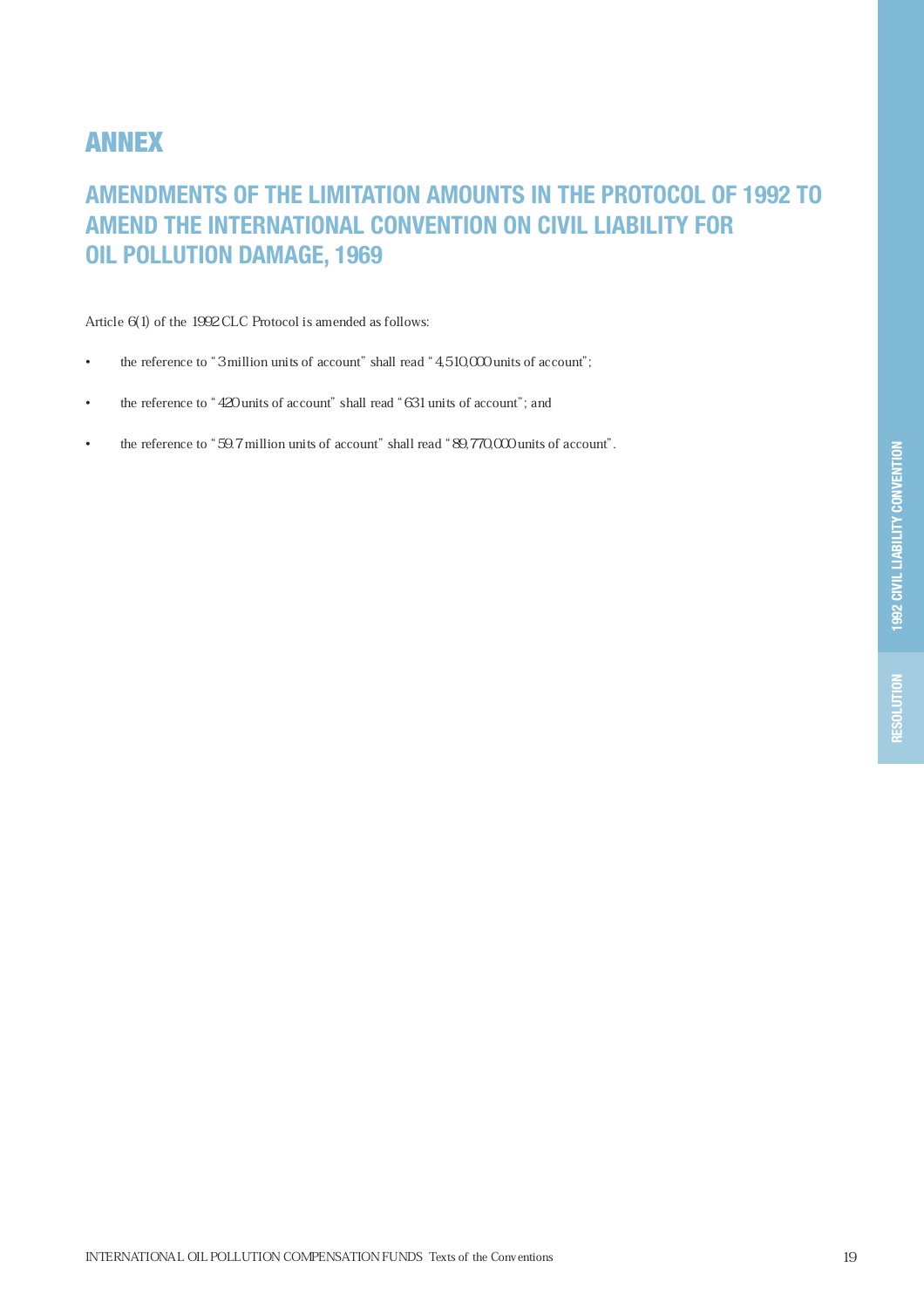# ANNEX

## AMENDMENTS OF THE LIMITATION AMOUNTS IN THE PROTOCOL OF 1992 TO AMEND THE INTERNATIONAL CONVENTION ON CIVIL LIABILITY FOR OIL POLLUTION DAMAGE, 1969

Article 6(1) of the 1992 CLC Protocol is amended as follows:

- the reference to "3 million units of account" shall read "4,510,000 units of account";
- the reference to "420 units of account" shall read "631 units of account"; and
- the reference to "59.7 million units of account" shall read "89,770,000 units of account".